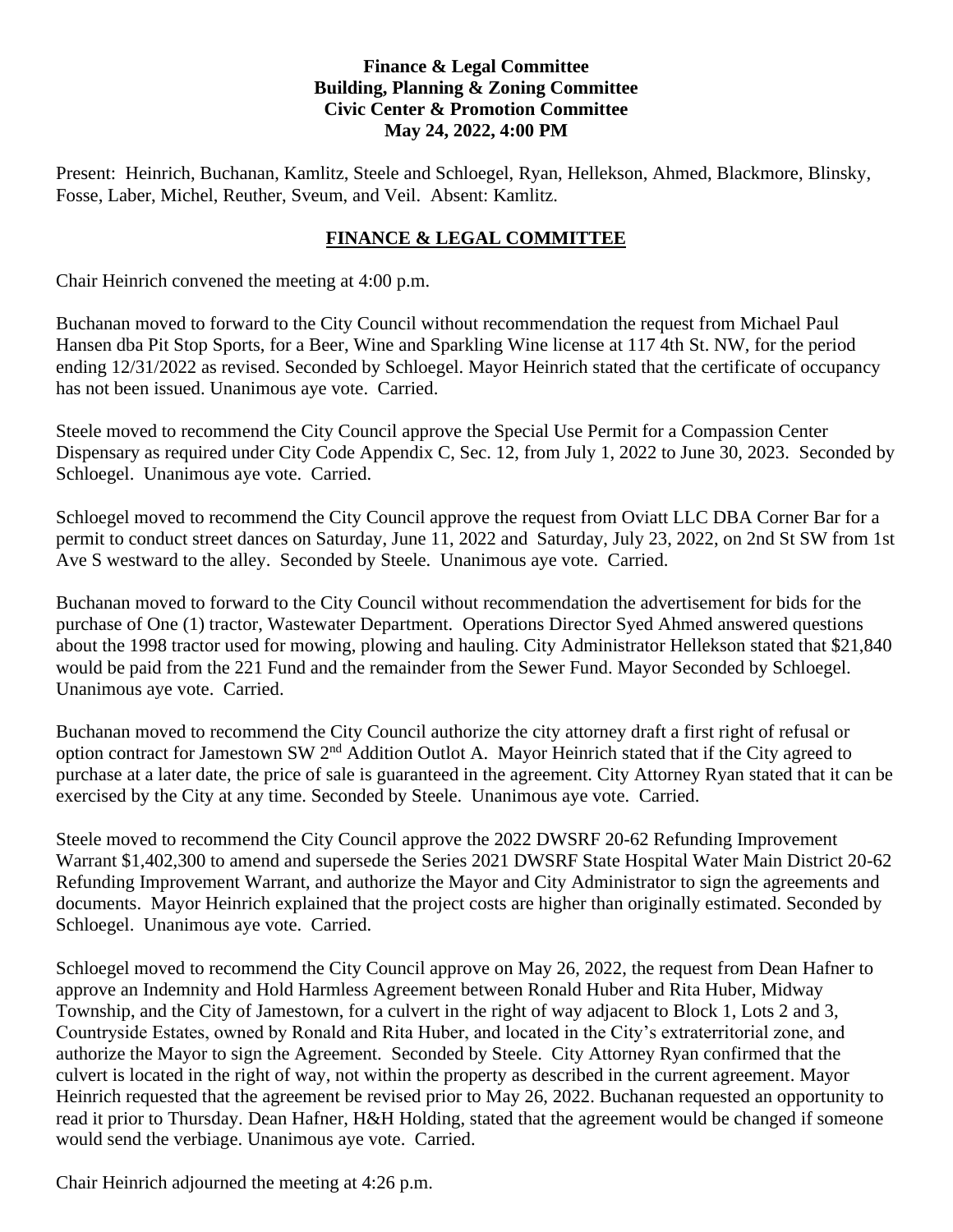**Finance & Legal Committee**
**Building, Planning & Zoning Committee**
**Civic Center & Promotion Committee**
**May 24, 2022, 4:00 PM**

Present: Heinrich, Buchanan, Kamlitz, Steele and Schloegel, Ryan, Hellekson, Ahmed, Blackmore, Blinsky, Fosse, Laber, Michel, Reuther, Sveum, and Veil. Absent: Kamlitz.

## FINANCE & LEGAL COMMITTEE

Chair Heinrich convened the meeting at 4:00 p.m.

Buchanan moved to forward to the City Council without recommendation the request from Michael Paul Hansen dba Pit Stop Sports, for a Beer, Wine and Sparkling Wine license at 117 4th St. NW, for the period ending 12/31/2022 as revised. Seconded by Schloegel. Mayor Heinrich stated that the certificate of occupancy has not been issued. Unanimous aye vote. Carried.

Steele moved to recommend the City Council approve the Special Use Permit for a Compassion Center Dispensary as required under City Code Appendix C, Sec. 12, from July 1, 2022 to June 30, 2023. Seconded by Schloegel. Unanimous aye vote. Carried.

Schloegel moved to recommend the City Council approve the request from Oviatt LLC DBA Corner Bar for a permit to conduct street dances on Saturday, June 11, 2022 and Saturday, July 23, 2022, on 2nd St SW from 1st Ave S westward to the alley. Seconded by Steele. Unanimous aye vote. Carried.

Buchanan moved to forward to the City Council without recommendation the advertisement for bids for the purchase of One (1) tractor, Wastewater Department. Operations Director Syed Ahmed answered questions about the 1998 tractor used for mowing, plowing and hauling. City Administrator Hellekson stated that $21,840 would be paid from the 221 Fund and the remainder from the Sewer Fund. Mayor Seconded by Schloegel. Unanimous aye vote. Carried.

Buchanan moved to recommend the City Council authorize the city attorney draft a first right of refusal or option contract for Jamestown SW 2nd Addition Outlot A. Mayor Heinrich stated that if the City agreed to purchase at a later date, the price of sale is guaranteed in the agreement. City Attorney Ryan stated that it can be exercised by the City at any time. Seconded by Steele. Unanimous aye vote. Carried.

Steele moved to recommend the City Council approve the 2022 DWSRF 20-62 Refunding Improvement Warrant $1,402,300 to amend and supersede the Series 2021 DWSRF State Hospital Water Main District 20-62 Refunding Improvement Warrant, and authorize the Mayor and City Administrator to sign the agreements and documents. Mayor Heinrich explained that the project costs are higher than originally estimated. Seconded by Schloegel. Unanimous aye vote. Carried.

Schloegel moved to recommend the City Council approve on May 26, 2022, the request from Dean Hafner to approve an Indemnity and Hold Harmless Agreement between Ronald Huber and Rita Huber, Midway Township, and the City of Jamestown, for a culvert in the right of way adjacent to Block 1, Lots 2 and 3, Countryside Estates, owned by Ronald and Rita Huber, and located in the City's extraterritorial zone, and authorize the Mayor to sign the Agreement. Seconded by Steele. City Attorney Ryan confirmed that the culvert is located in the right of way, not within the property as described in the current agreement. Mayor Heinrich requested that the agreement be revised prior to May 26, 2022. Buchanan requested an opportunity to read it prior to Thursday. Dean Hafner, H&H Holding, stated that the agreement would be changed if someone would send the verbiage. Unanimous aye vote. Carried.

Chair Heinrich adjourned the meeting at 4:26 p.m.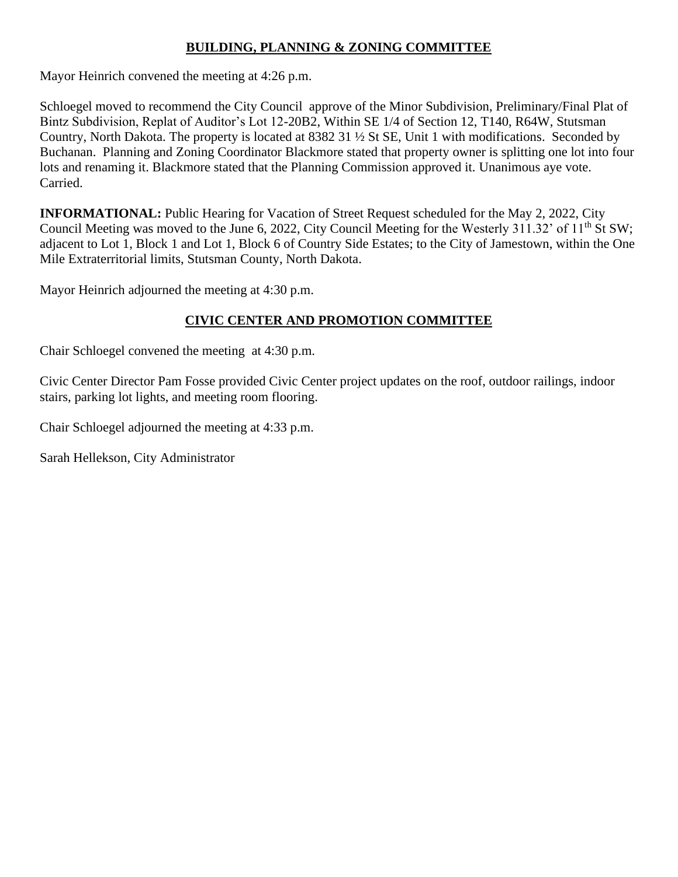## BUILDING, PLANNING & ZONING COMMITTEE

Mayor Heinrich convened the meeting at 4:26 p.m.

Schloegel moved to recommend the City Council approve of the Minor Subdivision, Preliminary/Final Plat of Bintz Subdivision, Replat of Auditor's Lot 12-20B2, Within SE 1/4 of Section 12, T140, R64W, Stutsman Country, North Dakota. The property is located at 8382 31 ½ St SE, Unit 1 with modifications. Seconded by Buchanan. Planning and Zoning Coordinator Blackmore stated that property owner is splitting one lot into four lots and renaming it. Blackmore stated that the Planning Commission approved it. Unanimous aye vote. Carried.

**INFORMATIONAL:** Public Hearing for Vacation of Street Request scheduled for the May 2, 2022, City Council Meeting was moved to the June 6, 2022, City Council Meeting for the Westerly 311.32' of 11th St SW; adjacent to Lot 1, Block 1 and Lot 1, Block 6 of Country Side Estates; to the City of Jamestown, within the One Mile Extraterritorial limits, Stutsman County, North Dakota.

Mayor Heinrich adjourned the meeting at 4:30 p.m.

## CIVIC CENTER AND PROMOTION COMMITTEE

Chair Schloegel convened the meeting at 4:30 p.m.

Civic Center Director Pam Fosse provided Civic Center project updates on the roof, outdoor railings, indoor stairs, parking lot lights, and meeting room flooring.

Chair Schloegel adjourned the meeting at 4:33 p.m.

Sarah Hellekson, City Administrator